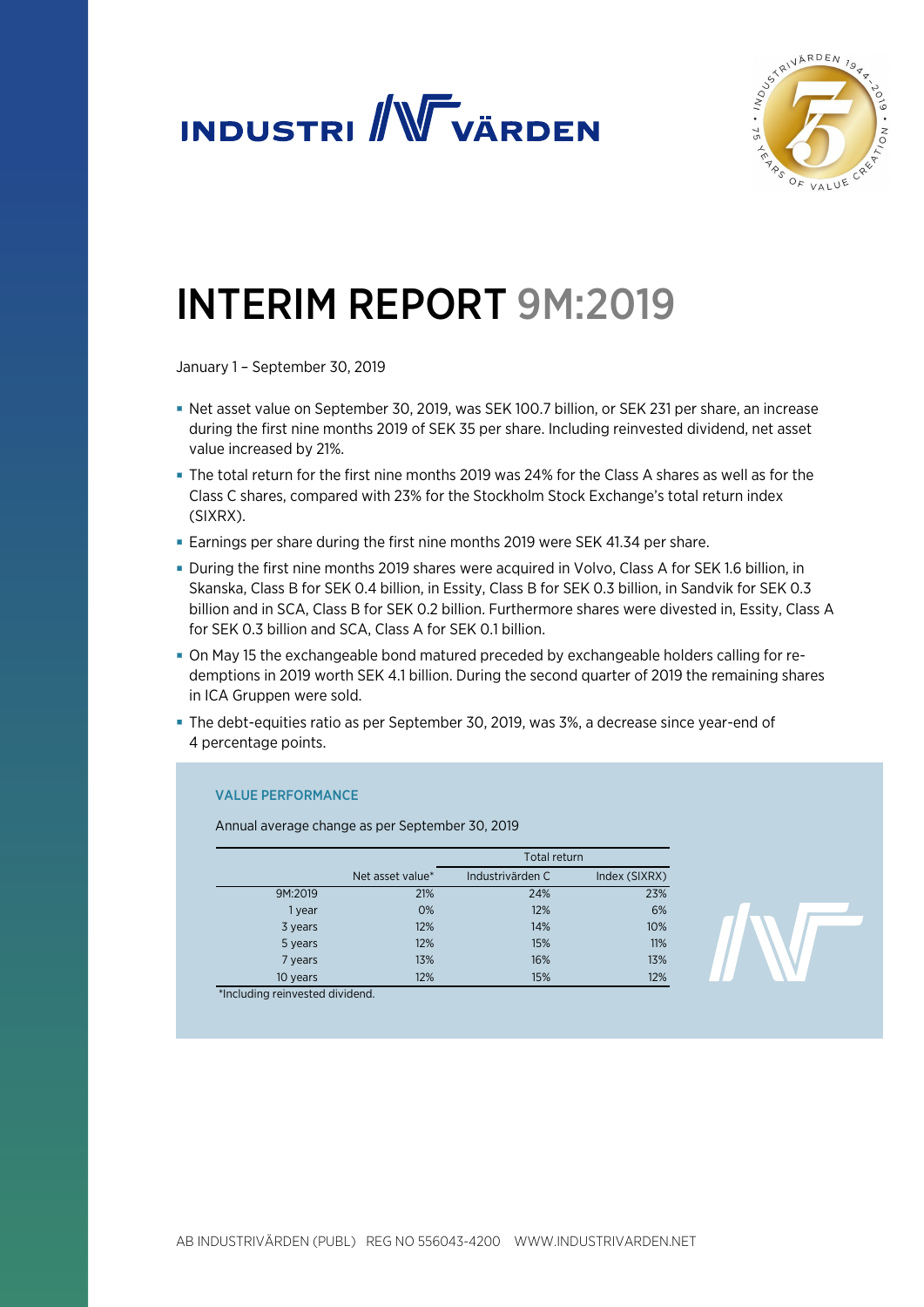# INTERIM REPORT 9M:2019

January 1 – September 30, 2019

- Net asset value on September 30, 2019, was SEK 100.7 billion, or SEK 231 per share, an increase during the first nine months 2019 of SEK 35 per share. Including reinvested dividend, net asset value increased by 21%.
- The total return for the first nine months 2019 was 24% for the Class A shares as well as for the Class C shares, compared with 23% for the Stockholm Stock Exchange's total return index (SIXRX).
- Earnings per share during the first nine months 2019 were SEK 41.34 per share.
- During the first nine months 2019 shares were acquired in Volvo, Class A for SEK 1.6 billion, in Skanska, Class B for SEK 0.4 billion, in Essity, Class B for SEK 0.3 billion, in Sandvik for SEK 0.3 billion and in SCA, Class B for SEK 0.2 billion. Furthermore shares were divested in, Essity, Class A for SEK 0.3 billion and SCA, Class A for SEK 0.1 billion.
- On May 15 the exchangeable bond matured preceded by exchangeable holders calling for redemptions in 2019 worth SEK 4.1 billion. During the second quarter of 2019 the remaining shares in ICA Gruppen were sold.
- The debt-equities ratio as per September 30, 2019, was 3%, a decrease since year-end of 4 percentage points.

### VALUE PERFORMANCE

Annual average change as per September 30, 2019

| | | Total return | |
|---|---|---|---|
| | Net asset value* | Industrivärden C | Index (SIXRX) |
| 9M:2019 | 21% | 24% | 23% |
| 1 year | 0% | 12% | 6% |
| 3 years | 12% | 14% | 10% |
| 5 years | 12% | 15% | 11% |
| 7 years | 13% | 16% | 13% |
| 10 years | 12% | 15% | 12% |

*Including reinvested dividend.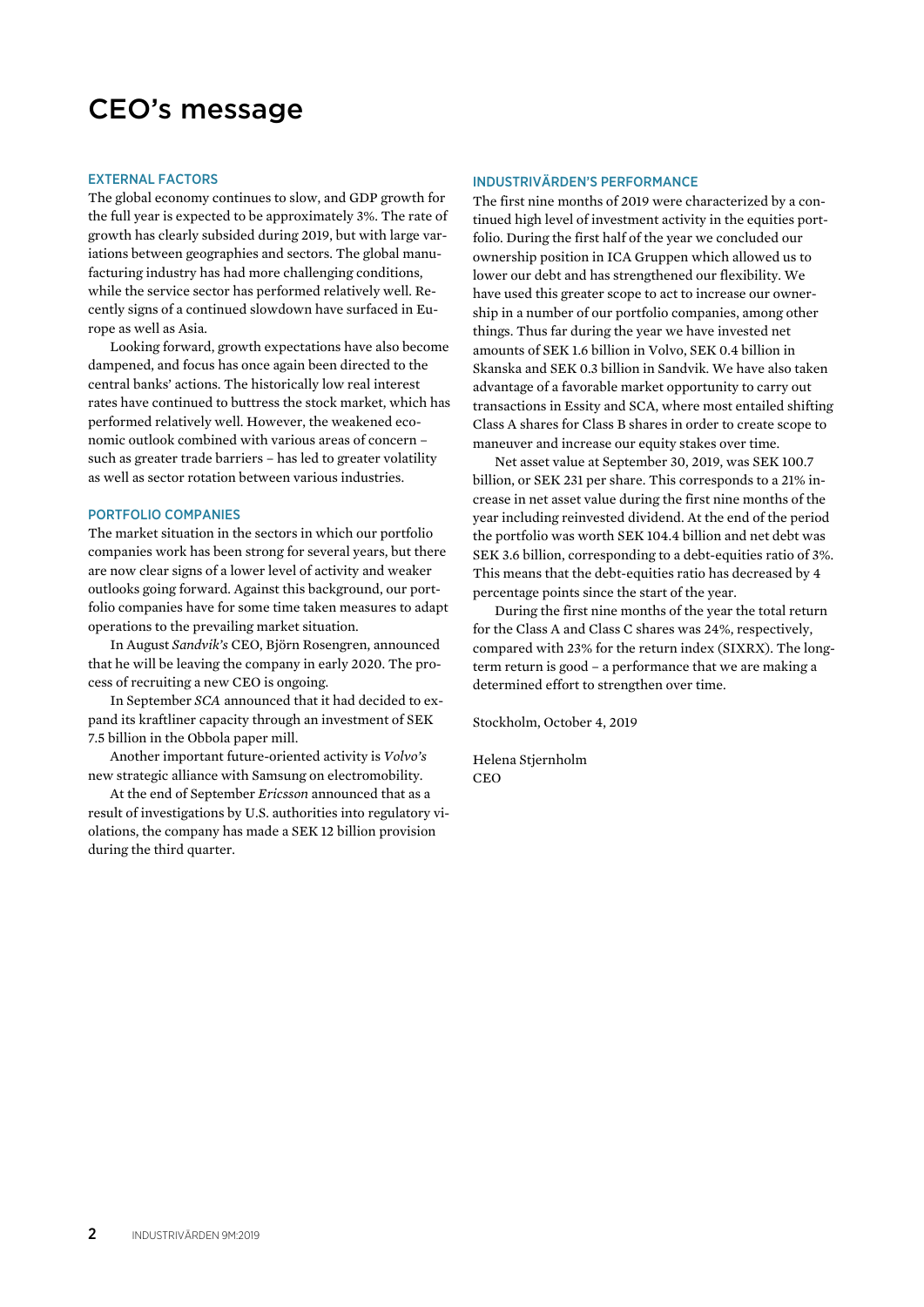# CEO's message

## EXTERNAL FACTORS

The global economy continues to slow, and GDP growth for the full year is expected to be approximately 3%. The rate of growth has clearly subsided during 2019, but with large variations between geographies and sectors. The global manufacturing industry has had more challenging conditions, while the service sector has performed relatively well. Recently signs of a continued slowdown have surfaced in Europe as well as Asia.

Looking forward, growth expectations have also become dampened, and focus has once again been directed to the central banks' actions. The historically low real interest rates have continued to buttress the stock market, which has performed relatively well. However, the weakened economic outlook combined with various areas of concern – such as greater trade barriers – has led to greater volatility as well as sector rotation between various industries.

## PORTFOLIO COMPANIES

The market situation in the sectors in which our portfolio companies work has been strong for several years, but there are now clear signs of a lower level of activity and weaker outlooks going forward. Against this background, our portfolio companies have for some time taken measures to adapt operations to the prevailing market situation.

In August *Sandvik's* CEO, Björn Rosengren, announced that he will be leaving the company in early 2020. The process of recruiting a new CEO is ongoing.

In September *SCA* announced that it had decided to expand its kraftliner capacity through an investment of SEK 7.5 billion in the Obbola paper mill.

Another important future-oriented activity is *Volvo's* new strategic alliance with Samsung on electromobility.

At the end of September *Ericsson* announced that as a result of investigations by U.S. authorities into regulatory violations, the company has made a SEK 12 billion provision during the third quarter.

## INDUSTRIVÄRDEN'S PERFORMANCE

The first nine months of 2019 were characterized by a continued high level of investment activity in the equities portfolio. During the first half of the year we concluded our ownership position in ICA Gruppen which allowed us to lower our debt and has strengthened our flexibility. We have used this greater scope to act to increase our ownership in a number of our portfolio companies, among other things. Thus far during the year we have invested net amounts of SEK 1.6 billion in Volvo, SEK 0.4 billion in Skanska and SEK 0.3 billion in Sandvik. We have also taken advantage of a favorable market opportunity to carry out transactions in Essity and SCA, where most entailed shifting Class A shares for Class B shares in order to create scope to maneuver and increase our equity stakes over time.

Net asset value at September 30, 2019, was SEK 100.7 billion, or SEK 231 per share. This corresponds to a 21% increase in net asset value during the first nine months of the year including reinvested dividend. At the end of the period the portfolio was worth SEK 104.4 billion and net debt was SEK 3.6 billion, corresponding to a debt-equities ratio of 3%. This means that the debt-equities ratio has decreased by 4 percentage points since the start of the year.

During the first nine months of the year the total return for the Class A and Class C shares was 24%, respectively, compared with 23% for the return index (SIXRX). The long-term return is good – a performance that we are making a determined effort to strengthen over time.

Stockholm, October 4, 2019

Helena Stjernholm
CEO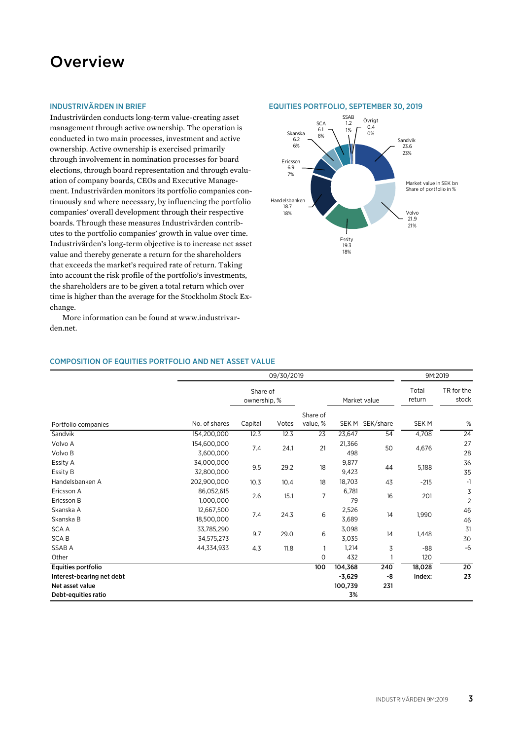# Overview

### INDUSTRIVÄRDEN IN BRIEF

Industrivärden conducts long-term value-creating asset management through active ownership. The operation is conducted in two main processes, investment and active ownership. Active ownership is exercised primarily through involvement in nomination processes for board elections, through board representation and through evaluation of company boards, CEOs and Executive Management. Industrivärden monitors its portfolio companies continuously and where necessary, by influencing the portfolio companies' overall development through their respective boards. Through these measures Industrivärden contributes to the portfolio companies' growth in value over time. Industrivärden's long-term objective is to increase net asset value and thereby generate a return for the shareholders that exceeds the market's required rate of return. Taking into account the risk profile of the portfolio's investments, the shareholders are to be given a total return which over time is higher than the average for the Stockholm Stock Exchange.

More information can be found at www.industrivarden.net.

### EQUITIES PORTFOLIO, SEPTEMBER 30, 2019

Market value in SEK bn
Share of portfolio in %

- Sandvik 23.6 23%
- Volvo 21.9 21%
- Essity 19.3 18%
- Handelsbanken 18.7 18%
- Ericsson 6.9 7%
- Skanska 6.2 6%
- SCA 6.1 6%
- SSAB 1.2 1%
- Övrigt 0.4 0%

### COMPOSITION OF EQUITIES PORTFOLIO AND NET ASSET VALUE

| | 09/30/2019 | | | | | | 9M:2019 | |
|---|---|---|---|---|---|---|---|---|
| | | Share of ownership, % | | | Market value | | Total return | TR for the stock |
| Portfolio companies | No. of shares | Capital | Votes | Share of value, % | SEK M | SEK/share | SEK M | % |
| Sandvik | 154,200,000 | 12.3 | 12.3 | 23 | 23,647 | 54 | 4,708 | 24 |
| Volvo A | 154,600,000 | 7.4 | 24.1 | 21 | 21,366 | 50 | 4,676 | 27 |
| Volvo B | 3,600,000 | | | | 498 | | | 28 |
| Essity A | 34,000,000 | 9.5 | 29.2 | 18 | 9,877 | 44 | 5,188 | 36 |
| Essity B | 32,800,000 | | | | 9,423 | | | 35 |
| Handelsbanken A | 202,900,000 | 10.3 | 10.4 | 18 | 18,703 | 43 | -215 | -1 |
| Ericsson A | 86,052,615 | 2.6 | 15.1 | 7 | 6,781 | 16 | 201 | 3 |
| Ericsson B | 1,000,000 | | | | 79 | | | 2 |
| Skanska A | 12,667,500 | 7.4 | 24.3 | 6 | 2,526 | 14 | 1,990 | 46 |
| Skanska B | 18,500,000 | | | | 3,689 | | | 46 |
| SCA A | 33,785,290 | 9.7 | 29.0 | 6 | 3,098 | 14 | 1,448 | 31 |
| SCA B | 34,575,273 | | | | 3,035 | | | 30 |
| SSAB A | 44,334,933 | 4.3 | 11.8 | 1 | 1,214 | 3 | -88 | -6 |
| Other | | | | 0 | 432 | 1 | 120 | |
| **Equities portfolio** | | | | **100** | **104,368** | **240** | **18,028** | **20** |
| **Interest-bearing net debt** | | | | | **-3,629** | **-8** | **Index:** | **23** |
| **Net asset value** | | | | | **100,739** | **231** | | |
| **Debt-equities ratio** | | | | | **3%** | | | |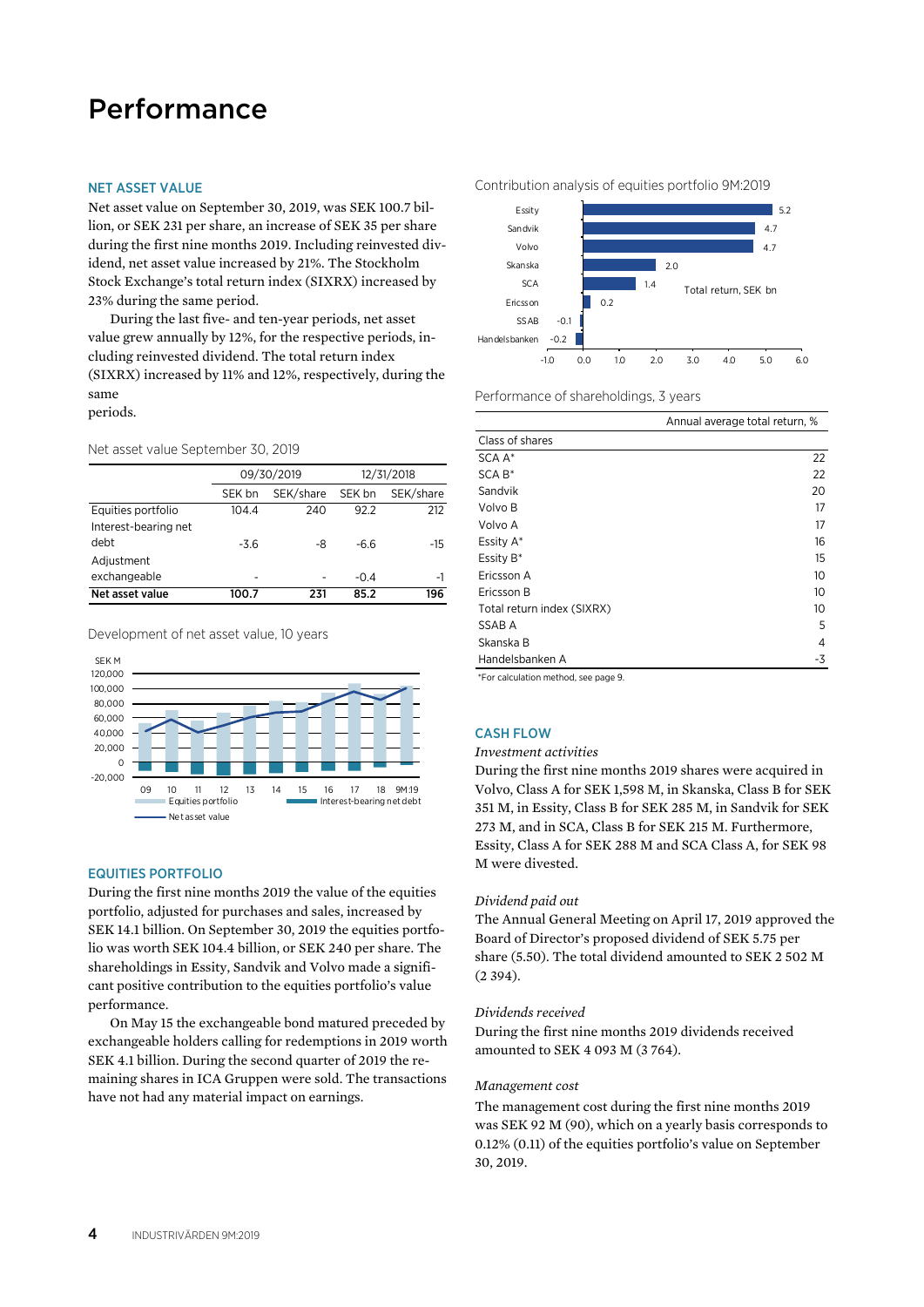# Performance

## NET ASSET VALUE

Net asset value on September 30, 2019, was SEK 100.7 billion, or SEK 231 per share, an increase of SEK 35 per share during the first nine months 2019. Including reinvested dividend, net asset value increased by 21%. The Stockholm Stock Exchange's total return index (SIXRX) increased by 23% during the same period.

During the last five- and ten-year periods, net asset value grew annually by 12%, for the respective periods, including reinvested dividend. The total return index (SIXRX) increased by 11% and 12%, respectively, during the same periods.

Net asset value September 30, 2019

| | 09/30/2019 | | 12/31/2018 | |
|---|---|---|---|---|
| | SEK bn | SEK/share | SEK bn | SEK/share |
| Equities portfolio | 104.4 | 240 | 92.2 | 212 |
| Interest-bearing net debt | -3.6 | -8 | -6.6 | -15 |
| Adjustment exchangeable | - | - | -0.4 | -1 |
| **Net asset value** | **100.7** | **231** | **85.2** | **196** |

Development of net asset value, 10 years

## EQUITIES PORTFOLIO

During the first nine months 2019 the value of the equities portfolio, adjusted for purchases and sales, increased by SEK 14.1 billion. On September 30, 2019 the equities portfolio was worth SEK 104.4 billion, or SEK 240 per share. The shareholdings in Essity, Sandvik and Volvo made a significant positive contribution to the equities portfolio's value performance.

On May 15 the exchangeable bond matured preceded by exchangeable holders calling for redemptions in 2019 worth SEK 4.1 billion. During the second quarter of 2019 the remaining shares in ICA Gruppen were sold. The transactions have not had any material impact on earnings.

Contribution analysis of equities portfolio 9M:2019

Total return, SEK bn

| | Total return, SEK bn |
|---|---|
| Essity | 5.2 |
| Sandvik | 4.7 |
| Volvo | 4.7 |
| Skanska | 2.0 |
| SCA | 1.4 |
| Ericsson | 0.2 |
| SSAB | -0.1 |
| Handelsbanken | -0.2 |

Performance of shareholdings, 3 years

| Class of shares | Annual average total return, % |
|---|---|
| SCA A* | 22 |
| SCA B* | 22 |
| Sandvik | 20 |
| Volvo B | 17 |
| Volvo A | 17 |
| Essity A* | 16 |
| Essity B* | 15 |
| Ericsson A | 10 |
| Ericsson B | 10 |
| Total return index (SIXRX) | 10 |
| SSAB A | 5 |
| Skanska B | 4 |
| Handelsbanken A | -3 |

*For calculation method, see page 9.

## CASH FLOW

*Investment activities*

During the first nine months 2019 shares were acquired in Volvo, Class A for SEK 1,598 M, in Skanska, Class B for SEK 351 M, in Essity, Class B for SEK 285 M, in Sandvik for SEK 273 M, and in SCA, Class B for SEK 215 M. Furthermore, Essity, Class A for SEK 288 M and SCA Class A, for SEK 98 M were divested.

*Dividend paid out*

The Annual General Meeting on April 17, 2019 approved the Board of Director's proposed dividend of SEK 5.75 per share (5.50). The total dividend amounted to SEK 2 502 M (2 394).

*Dividends received*

During the first nine months 2019 dividends received amounted to SEK 4 093 M (3 764).

*Management cost*

The management cost during the first nine months 2019 was SEK 92 M (90), which on a yearly basis corresponds to 0.12% (0.11) of the equities portfolio's value on September 30, 2019.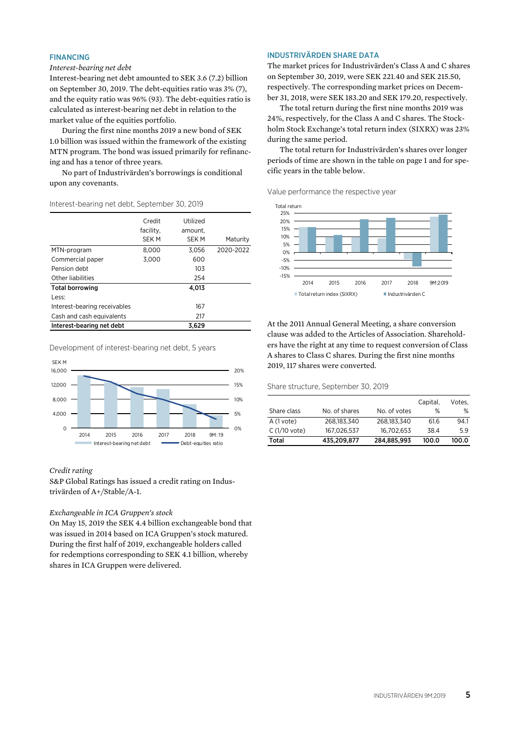## FINANCING

*Interest-bearing net debt*

Interest-bearing net debt amounted to SEK 3.6 (7.2) billion on September 30, 2019. The debt-equities ratio was 3% (7), and the equity ratio was 96% (93). The debt-equities ratio is calculated as interest-bearing net debt in relation to the market value of the equities portfolio.

During the first nine months 2019 a new bond of SEK 1.0 billion was issued within the framework of the existing MTN program. The bond was issued primarily for refinancing and has a tenor of three years.

No part of Industrivärden's borrowings is conditional upon any covenants.

Interest-bearing net debt, September 30, 2019

| | Credit facility, SEK M | Utilized amount, SEK M | Maturity |
|---|---|---|---|
| MTN-program | 8,000 | 3,056 | 2020-2022 |
| Commercial paper | 3,000 | 600 | |
| Pension debt | | 103 | |
| Other liabilities | | 254 | |
| **Total borrowing** | | **4,013** | |
| Less: | | | |
| Interest-bearing receivables | | 167 | |
| Cash and cash equivalents | | 217 | |
| **Interest-bearing net debt** | | **3,629** | |

Development of interest-bearing net debt, 5 years

*Credit rating*

S&P Global Ratings has issued a credit rating on Industrivärden of A+/Stable/A-1.

*Exchangeable in ICA Gruppen's stock*

On May 15, 2019 the SEK 4.4 billion exchangeable bond that was issued in 2014 based on ICA Gruppen's stock matured. During the first half of 2019, exchangeable holders called for redemptions corresponding to SEK 4.1 billion, whereby shares in ICA Gruppen were delivered.

## INDUSTRIVÄRDEN SHARE DATA

The market prices for Industrivärden's Class A and C shares on September 30, 2019, were SEK 221.40 and SEK 215.50, respectively. The corresponding market prices on December 31, 2018, were SEK 183.20 and SEK 179.20, respectively.

The total return during the first nine months 2019 was 24%, respectively, for the Class A and C shares. The Stockholm Stock Exchange's total return index (SIXRX) was 23% during the same period.

The total return for Industrivärden's shares over longer periods of time are shown in the table on page 1 and for specific years in the table below.

Value performance the respective year

At the 2011 Annual General Meeting, a share conversion clause was added to the Articles of Association. Shareholders have the right at any time to request conversion of Class A shares to Class C shares. During the first nine months 2019, 117 shares were converted.

Share structure, September 30, 2019

| Share class | No. of shares | No. of votes | Capital, % | Votes, % |
|---|---|---|---|---|
| A (1 vote) | 268,183,340 | 268,183,340 | 61.6 | 94.1 |
| C (1/10 vote) | 167,026,537 | 16,702,653 | 38.4 | 5.9 |
| **Total** | **435,209,877** | **284,885,993** | **100.0** | **100.0** |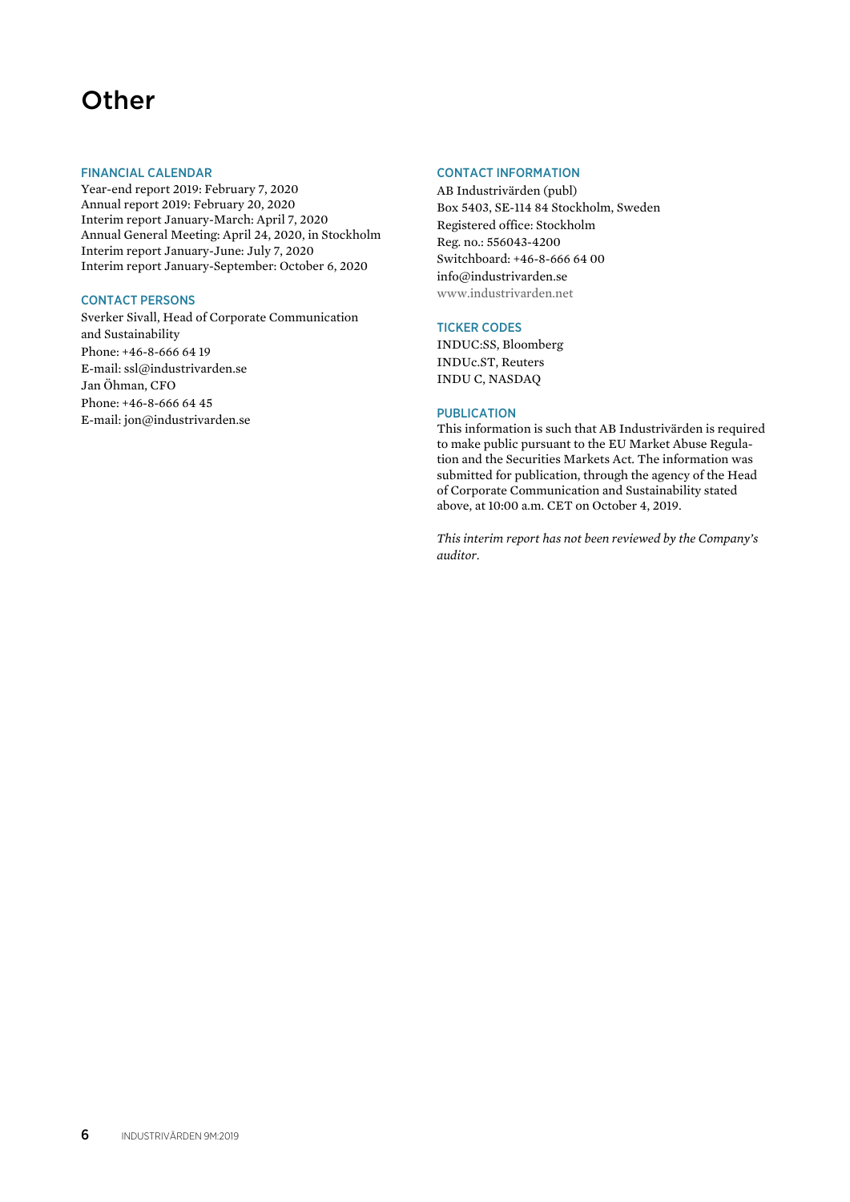# Other

## FINANCIAL CALENDAR

Year-end report 2019: February 7, 2020
Annual report 2019: February 20, 2020
Interim report January-March: April 7, 2020
Annual General Meeting: April 24, 2020, in Stockholm
Interim report January-June: July 7, 2020
Interim report January-September: October 6, 2020

## CONTACT PERSONS

Sverker Sivall, Head of Corporate Communication and Sustainability
Phone: +46-8-666 64 19
E-mail: ssl@industrivarden.se
Jan Öhman, CFO
Phone: +46-8-666 64 45
E-mail: jon@industrivarden.se

## CONTACT INFORMATION

AB Industrivärden (publ)
Box 5403, SE-114 84 Stockholm, Sweden
Registered office: Stockholm
Reg. no.: 556043-4200
Switchboard: +46-8-666 64 00
info@industrivarden.se
www.industrivarden.net

## TICKER CODES

INDUC:SS, Bloomberg
INDUc.ST, Reuters
INDU C, NASDAQ

## PUBLICATION

This information is such that AB Industrivärden is required to make public pursuant to the EU Market Abuse Regulation and the Securities Markets Act. The information was submitted for publication, through the agency of the Head of Corporate Communication and Sustainability stated above, at 10:00 a.m. CET on October 4, 2019.

*This interim report has not been reviewed by the Company's auditor.*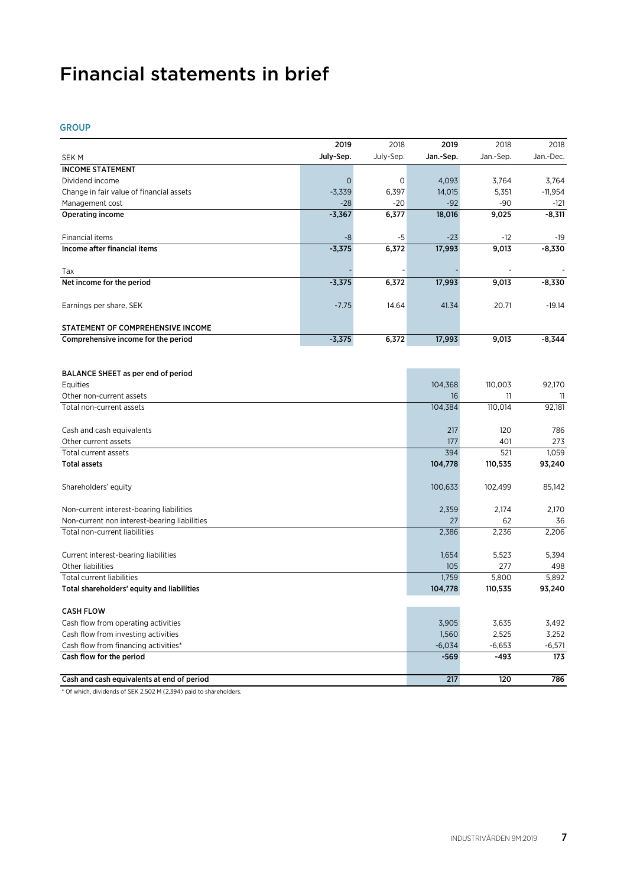# Financial statements in brief

## GROUP

| SEK M | 2019 July-Sep. | 2018 July-Sep. | 2019 Jan.-Sep. | 2018 Jan.-Sep. | 2018 Jan.-Dec. |
|---|---|---|---|---|---|
| **INCOME STATEMENT** | | | | | |
| Dividend income | 0 | 0 | 4,093 | 3,764 | 3,764 |
| Change in fair value of financial assets | -3,339 | 6,397 | 14,015 | 5,351 | -11,954 |
| Management cost | -28 | -20 | -92 | -90 | -121 |
| **Operating income** | **-3,367** | **6,377** | **18,016** | **9,025** | **-8,311** |
| Financial items | -8 | -5 | -23 | -12 | -19 |
| **Income after financial items** | **-3,375** | **6,372** | **17,993** | **9,013** | **-8,330** |
| Tax | - | - | - | - | - |
| **Net income for the period** | **-3,375** | **6,372** | **17,993** | **9,013** | **-8,330** |
| Earnings per share, SEK | -7.75 | 14.64 | 41.34 | 20.71 | -19.14 |
| **STATEMENT OF COMPREHENSIVE INCOME** | | | | | |
| **Comprehensive income for the period** | **-3,375** | **6,372** | **17,993** | **9,013** | **-8,344** |

| | 2019 Jan.-Sep. | 2018 Jan.-Sep. | 2018 Jan.-Dec. |
|---|---|---|---|
| **BALANCE SHEET as per end of period** | | | |
| Equities | 104,368 | 110,003 | 92,170 |
| Other non-current assets | 16 | 11 | 11 |
| Total non-current assets | 104,384 | 110,014 | 92,181 |
| Cash and cash equivalents | 217 | 120 | 786 |
| Other current assets | 177 | 401 | 273 |
| Total current assets | 394 | 521 | 1,059 |
| **Total assets** | **104,778** | **110,535** | **93,240** |
| Shareholders' equity | 100,633 | 102,499 | 85,142 |
| Non-current interest-bearing liabilities | 2,359 | 2,174 | 2,170 |
| Non-current non interest-bearing liabilities | 27 | 62 | 36 |
| Total non-current liabilities | 2,386 | 2,236 | 2,206 |
| Current interest-bearing liabilities | 1,654 | 5,523 | 5,394 |
| Other liabilities | 105 | 277 | 498 |
| Total current liabilities | 1,759 | 5,800 | 5,892 |
| **Total shareholders' equity and liabilities** | **104,778** | **110,535** | **93,240** |
| **CASH FLOW** | | | |
| Cash flow from operating activities | 3,905 | 3,635 | 3,492 |
| Cash flow from investing activities | 1,560 | 2,525 | 3,252 |
| Cash flow from financing activities* | -6,034 | -6,653 | -6,571 |
| **Cash flow for the period** | **-569** | **-493** | **173** |
| **Cash and cash equivalents at end of period** | **217** | **120** | **786** |

* Of which, dividends of SEK 2,502 M (2,394) paid to shareholders.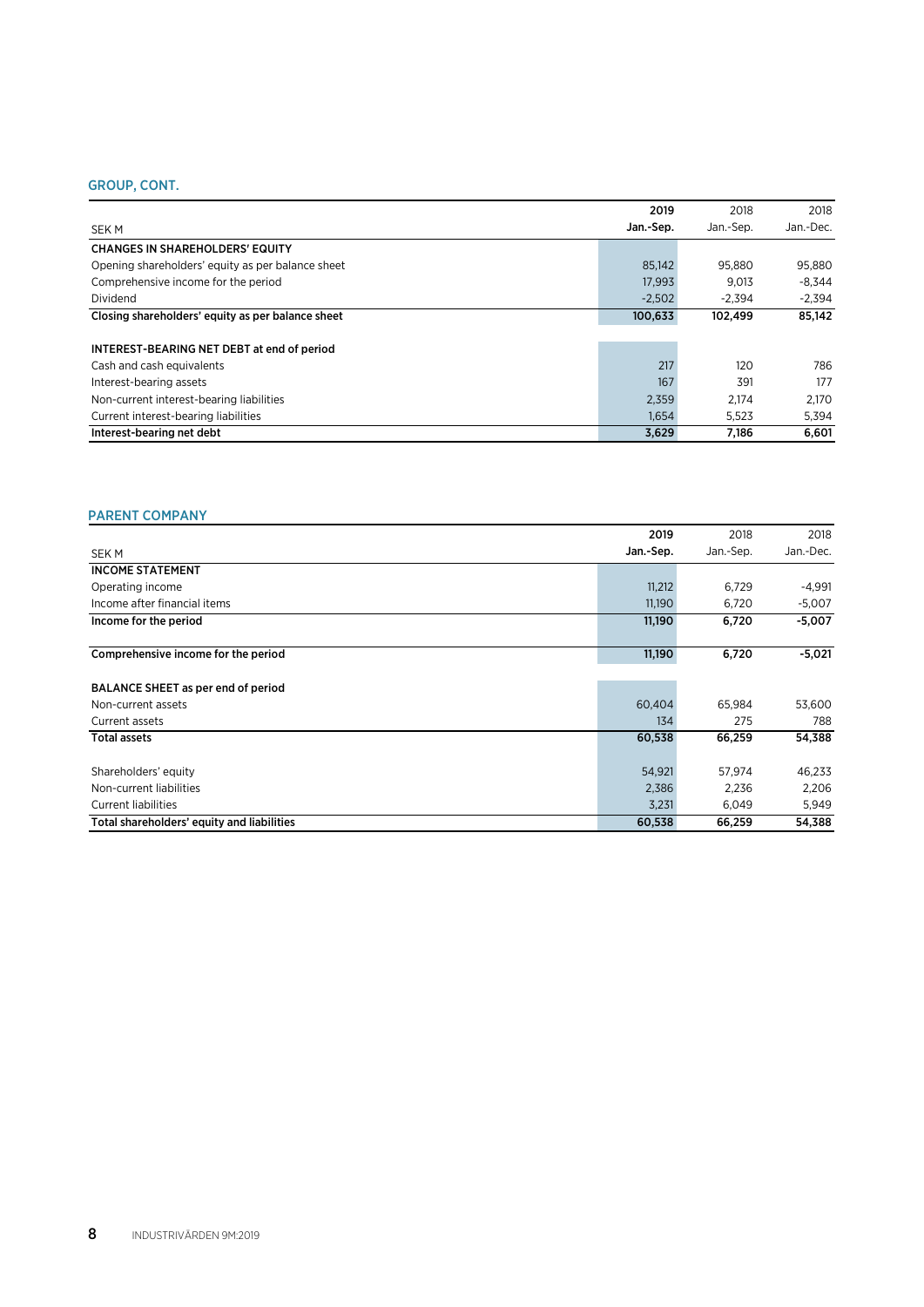## GROUP, CONT.

| SEK M | 2019 Jan.-Sep. | 2018 Jan.-Sep. | 2018 Jan.-Dec. |
|---|---|---|---|
| **CHANGES IN SHAREHOLDERS' EQUITY** | | | |
| Opening shareholders' equity as per balance sheet | 85,142 | 95,880 | 95,880 |
| Comprehensive income for the period | 17,993 | 9,013 | -8,344 |
| Dividend | -2,502 | -2,394 | -2,394 |
| **Closing shareholders' equity as per balance sheet** | **100,633** | **102,499** | **85,142** |
| | | | |
| **INTEREST-BEARING NET DEBT at end of period** | | | |
| Cash and cash equivalents | 217 | 120 | 786 |
| Interest-bearing assets | 167 | 391 | 177 |
| Non-current interest-bearing liabilities | 2,359 | 2,174 | 2,170 |
| Current interest-bearing liabilities | 1,654 | 5,523 | 5,394 |
| **Interest-bearing net debt** | **3,629** | **7,186** | **6,601** |

## PARENT COMPANY

| SEK M | 2019 Jan.-Sep. | 2018 Jan.-Sep. | 2018 Jan.-Dec. |
|---|---|---|---|
| **INCOME STATEMENT** | | | |
| Operating income | 11,212 | 6,729 | -4,991 |
| Income after financial items | 11,190 | 6,720 | -5,007 |
| **Income for the period** | **11,190** | **6,720** | **-5,007** |
| | | | |
| **Comprehensive income for the period** | **11,190** | **6,720** | **-5,021** |
| | | | |
| **BALANCE SHEET as per end of period** | | | |
| Non-current assets | 60,404 | 65,984 | 53,600 |
| Current assets | 134 | 275 | 788 |
| **Total assets** | **60,538** | **66,259** | **54,388** |
| | | | |
| Shareholders' equity | 54,921 | 57,974 | 46,233 |
| Non-current liabilities | 2,386 | 2,236 | 2,206 |
| Current liabilities | 3,231 | 6,049 | 5,949 |
| **Total shareholders' equity and liabilities** | **60,538** | **66,259** | **54,388** |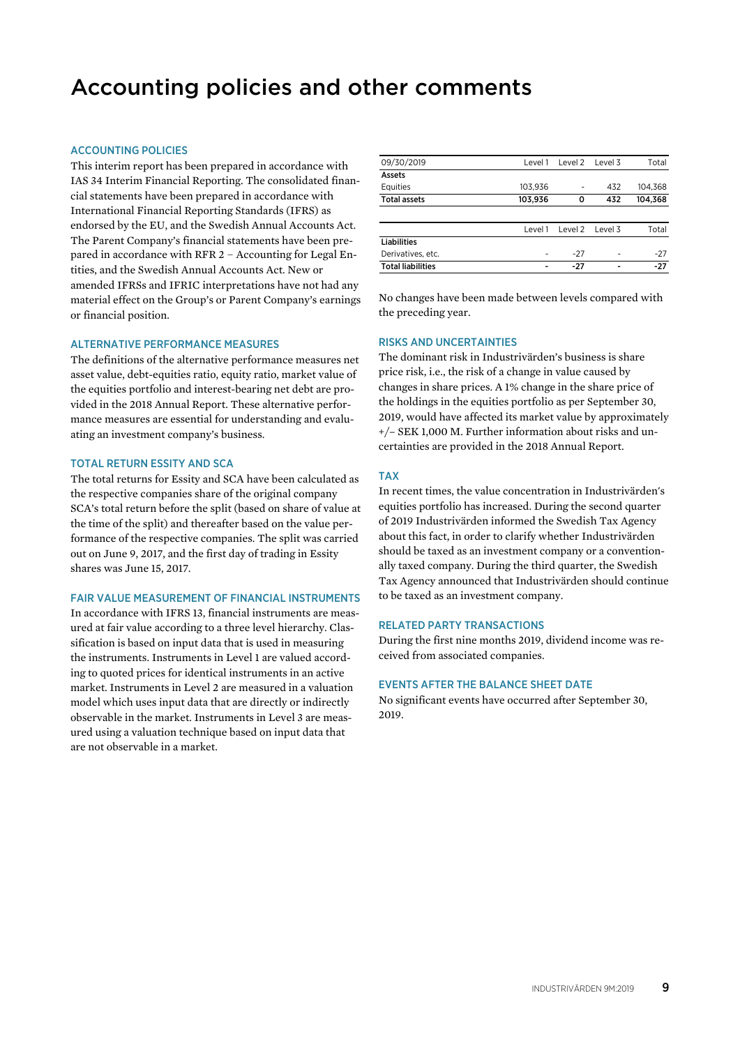# Accounting policies and other comments

## ACCOUNTING POLICIES

This interim report has been prepared in accordance with IAS 34 Interim Financial Reporting. The consolidated financial statements have been prepared in accordance with International Financial Reporting Standards (IFRS) as endorsed by the EU, and the Swedish Annual Accounts Act. The Parent Company's financial statements have been prepared in accordance with RFR 2 – Accounting for Legal Entities, and the Swedish Annual Accounts Act. New or amended IFRSs and IFRIC interpretations have not had any material effect on the Group's or Parent Company's earnings or financial position.

## ALTERNATIVE PERFORMANCE MEASURES

The definitions of the alternative performance measures net asset value, debt-equities ratio, equity ratio, market value of the equities portfolio and interest-bearing net debt are provided in the 2018 Annual Report. These alternative performance measures are essential for understanding and evaluating an investment company's business.

## TOTAL RETURN ESSITY AND SCA

The total returns for Essity and SCA have been calculated as the respective companies share of the original company SCA's total return before the split (based on share of value at the time of the split) and thereafter based on the value performance of the respective companies. The split was carried out on June 9, 2017, and the first day of trading in Essity shares was June 15, 2017.

## FAIR VALUE MEASUREMENT OF FINANCIAL INSTRUMENTS

In accordance with IFRS 13, financial instruments are measured at fair value according to a three level hierarchy. Classification is based on input data that is used in measuring the instruments. Instruments in Level 1 are valued according to quoted prices for identical instruments in an active market. Instruments in Level 2 are measured in a valuation model which uses input data that are directly or indirectly observable in the market. Instruments in Level 3 are measured using a valuation technique based on input data that are not observable in a market.

| 09/30/2019 | Level 1 | Level 2 | Level 3 | Total |
|---|---|---|---|---|
| **Assets** | | | | |
| Equities | 103,936 | - | 432 | 104,368 |
| **Total assets** | **103,936** | **0** | **432** | **104,368** |

| | Level 1 | Level 2 | Level 3 | Total |
|---|---|---|---|---|
| **Liabilities** | | | | |
| Derivatives, etc. | - | -27 | - | -27 |
| **Total liabilities** | **-** | **-27** | **-** | **-27** |

No changes have been made between levels compared with the preceding year.

## RISKS AND UNCERTAINTIES

The dominant risk in Industrivärden's business is share price risk, i.e., the risk of a change in value caused by changes in share prices. A 1% change in the share price of the holdings in the equities portfolio as per September 30, 2019, would have affected its market value by approximately +/– SEK 1,000 M. Further information about risks and uncertainties are provided in the 2018 Annual Report.

## TAX

In recent times, the value concentration in Industrivärden's equities portfolio has increased. During the second quarter of 2019 Industrivärden informed the Swedish Tax Agency about this fact, in order to clarify whether Industrivärden should be taxed as an investment company or a conventionally taxed company. During the third quarter, the Swedish Tax Agency announced that Industrivärden should continue to be taxed as an investment company.

## RELATED PARTY TRANSACTIONS

During the first nine months 2019, dividend income was received from associated companies.

## EVENTS AFTER THE BALANCE SHEET DATE

No significant events have occurred after September 30, 2019.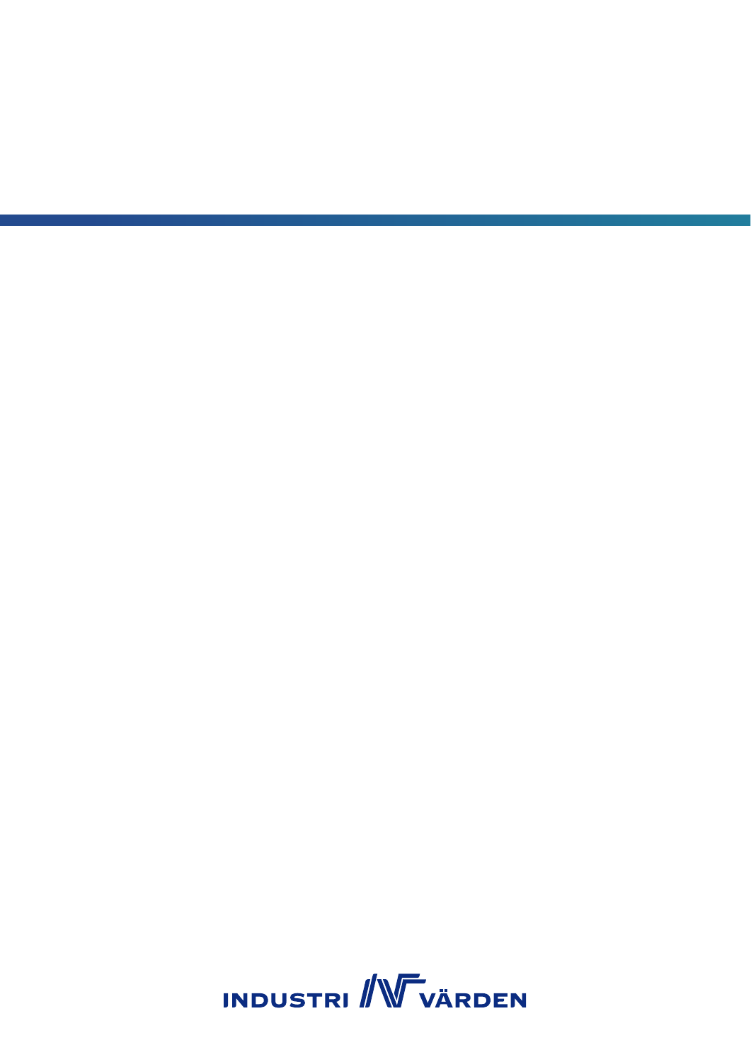INDUSTRIVÄRDEN